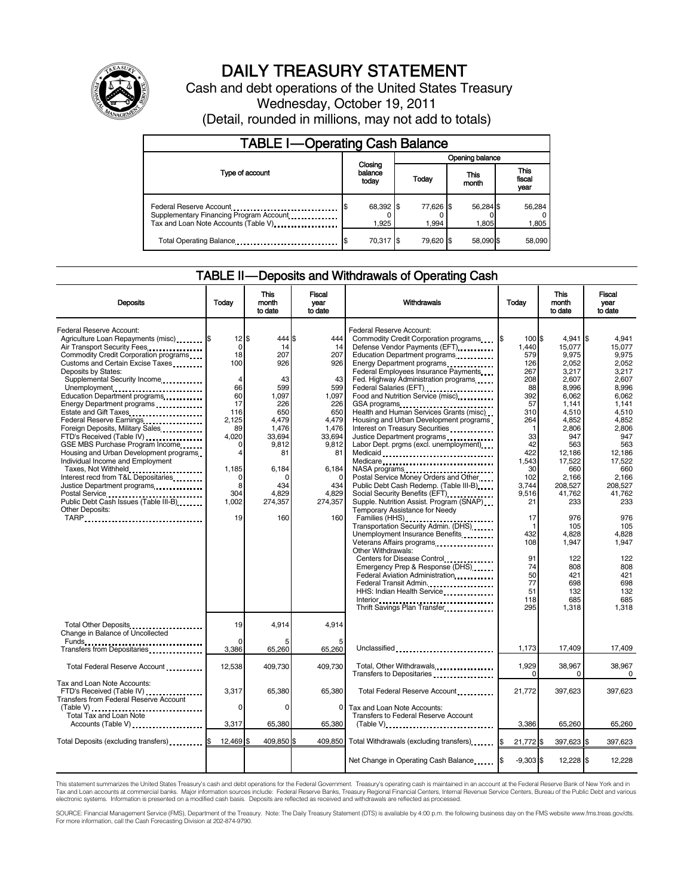# DAILY TREASURY STATEMENT

Cash and debt operations of the United States Treasury

Wednesday, October 19, 2011

(Detail, rounded in millions, may not add to totals)

## TABLE I—Operating Cash Balance

| Type of account | Closing balance today | Opening balance Today | Opening balance This month | Opening balance This fiscal year |
|---|---|---|---|---|
| Federal Reserve Account | $ 68,392 | $ 77,626 | $ 56,284 | $ 56,284 |
| Supplementary Financing Program Account | 0 | 0 | 0 | 0 |
| Tax and Loan Note Accounts (Table V) | 1,925 | 1,994 | 1,805 | 1,805 |
| Total Operating Balance | $ 70,317 | $ 79,620 | $ 58,090 | $ 58,090 |

## TABLE II—Deposits and Withdrawals of Operating Cash

| Deposits | Today | This month to date | Fiscal year to date |
|---|---|---|---|
| Federal Reserve Account: | | | |
| Agriculture Loan Repayments (misc) | $ 12 | $ 444 | $ 444 |
| Air Transport Security Fees | 0 | 14 | 14 |
| Commodity Credit Corporation programs | 18 | 207 | 207 |
| Customs and Certain Excise Taxes | 100 | 926 | 926 |
| Deposits by States: | | | |
| Supplemental Security Income | 4 | 43 | 43 |
| Unemployment | 66 | 599 | 599 |
| Education Department programs | 60 | 1,097 | 1,097 |
| Energy Department programs | 17 | 226 | 226 |
| Estate and Gift Taxes | 116 | 650 | 650 |
| Federal Reserve Earnings | 2,125 | 4,479 | 4,479 |
| Foreign Deposits, Military Sales | 89 | 1,476 | 1,476 |
| FTD's Received (Table IV) | 4,020 | 33,694 | 33,694 |
| GSE MBS Purchase Program Income | 0 | 9,812 | 9,812 |
| Housing and Urban Development programs | 4 | 81 | 81 |
| Individual Income and Employment Taxes, Not Withheld | 1,185 | 6,184 | 6,184 |
| Interest recd from T&L Depositaries | 0 | 0 | 0 |
| Justice Department programs | 8 | 434 | 434 |
| Postal Service | 304 | 4,829 | 4,829 |
| Public Debt Cash Issues (Table III-B) | 1,002 | 274,357 | 274,357 |
| Other Deposits: | | | |
| TARP | 19 | 160 | 160 |
| Total Other Deposits | 19 | 4,914 | 4,914 |
| Change in Balance of Uncollected Funds | 0 | 5 | 5 |
| Transfers from Depositaries | 3,386 | 65,260 | 65,260 |
| Total Federal Reserve Account | 12,538 | 409,730 | 409,730 |
| Tax and Loan Note Accounts: | | | |
| FTD's Received (Table IV) | 3,317 | 65,380 | 65,380 |
| Transfers from Federal Reserve Account (Table V) | 0 | 0 | 0 |
| Total Tax and Loan Note Accounts (Table V) | 3,317 | 65,380 | 65,380 |
| Total Deposits (excluding transfers) | $ 12,469 | $ 409,850 | $ 409,850 |

| Withdrawals | Today | This month to date | Fiscal year to date |
|---|---|---|---|
| Federal Reserve Account: | | | |
| Commodity Credit Corporation programs | $ 100 | $ 4,941 | $ 4,941 |
| Defense Vendor Payments (EFT) | 1,440 | 15,077 | 15,077 |
| Education Department programs | 579 | 9,975 | 9,975 |
| Energy Department programs | 126 | 2,052 | 2,052 |
| Federal Employees Insurance Payments | 267 | 3,217 | 3,217 |
| Fed. Highway Administration programs | 208 | 2,607 | 2,607 |
| Federal Salaries (EFT) | 88 | 8,996 | 8,996 |
| Food and Nutrition Service (misc) | 392 | 6,062 | 6,062 |
| GSA programs | 57 | 1,141 | 1,141 |
| Health and Human Services Grants (misc) | 310 | 4,510 | 4,510 |
| Housing and Urban Development programs | 264 | 4,852 | 4,852 |
| Interest on Treasury Securities | 1 | 2,806 | 2,806 |
| Justice Department programs | 33 | 947 | 947 |
| Labor Dept. prgms (excl. unemployment) | 42 | 563 | 563 |
| Medicaid | 422 | 12,186 | 12,186 |
| Medicare | 1,543 | 17,522 | 17,522 |
| NASA programs | 30 | 660 | 660 |
| Postal Service Money Orders and Other | 102 | 2,166 | 2,166 |
| Public Debt Cash Redemp. (Table III-B) | 3,744 | 208,527 | 208,527 |
| Social Security Benefits (EFT) | 9,516 | 41,762 | 41,762 |
| Supple. Nutrition Assist. Program (SNAP) | 21 | 233 | 233 |
| Temporary Assistance for Needy Families (HHS) | 17 | 976 | 976 |
| Transportation Security Admin. (DHS) | 1 | 105 | 105 |
| Unemployment Insurance Benefits | 432 | 4,828 | 4,828 |
| Veterans Affairs programs | 108 | 1,947 | 1,947 |
| Other Withdrawals: | | | |
| Centers for Disease Control | 91 | 122 | 122 |
| Emergency Prep & Response (DHS) | 74 | 808 | 808 |
| Federal Aviation Administration | 50 | 421 | 421 |
| Federal Transit Admin. | 77 | 698 | 698 |
| HHS: Indian Health Service | 51 | 132 | 132 |
| Interior | 118 | 685 | 685 |
| Thrift Savings Plan Transfer | 295 | 1,318 | 1,318 |
| Unclassified | 1,173 | 17,409 | 17,409 |
| Total, Other Withdrawals | 1,929 | 38,967 | 38,967 |
| Transfers to Depositaries | 0 | 0 | 0 |
| Total Federal Reserve Account | 21,772 | 397,623 | 397,623 |
| Tax and Loan Note Accounts: | | | |
| Transfers to Federal Reserve Account (Table V) | 3,386 | 65,260 | 65,260 |
| Total Withdrawals (excluding transfers) | $ 21,772 | $ 397,623 | $ 397,623 |
| Net Change in Operating Cash Balance | $ -9,303 | $ 12,228 | $ 12,228 |

This statement summarizes the United States Treasury's cash and debt operations for the Federal Government. Treasury's operating cash is maintained in an account at the Federal Reserve Bank of New York and in Tax and Loan accounts at commercial banks. Major information sources include: Federal Reserve Banks, Treasury Regional Financial Centers, Internal Revenue Service Centers, Bureau of the Public Debt and various electronic systems. Information is presented on a modified cash basis. Deposits are reflected as received and withdrawals are reflected as processed.

SOURCE: Financial Management Service (FMS), Department of the Treasury. Note: The Daily Treasury Statement (DTS) is available by 4:00 p.m. the following business day on the FMS website www.fms.treas.gov/dts. For more information, call the Cash Forecasting Division at 202-874-9790.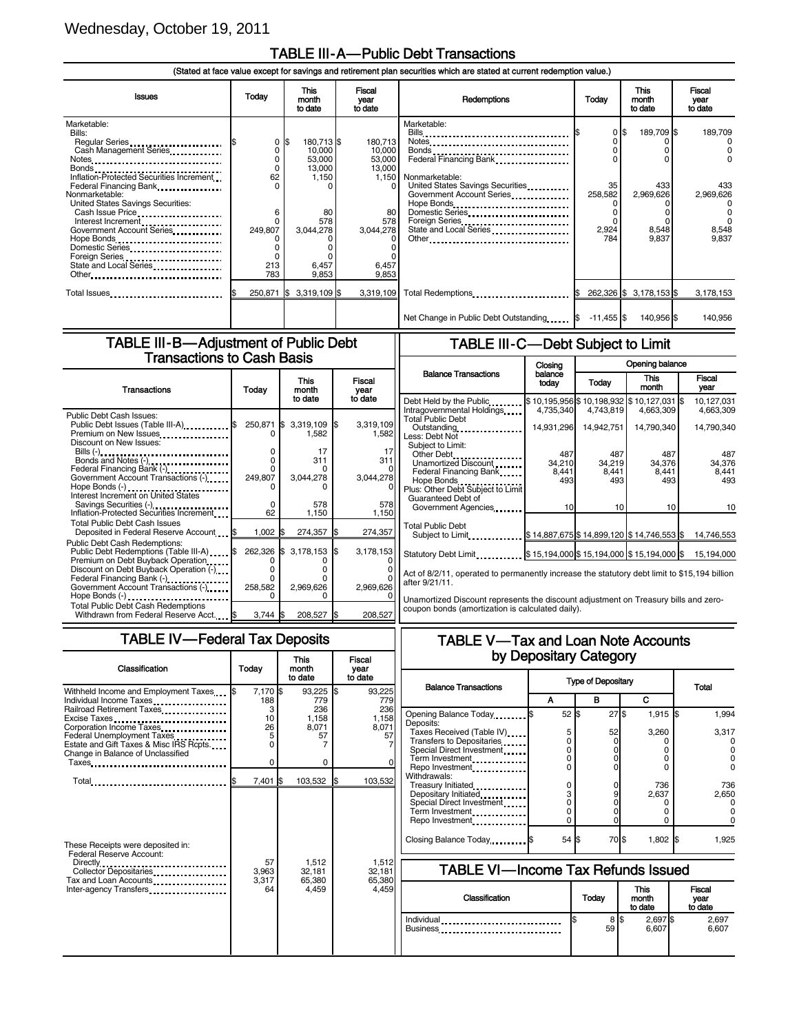Wednesday, October 19, 2011

## TABLE III-A—Public Debt Transactions

(Stated at face value except for savings and retirement plan securities which are stated at current redemption value.)

| Issues | Today | This month to date | Fiscal year to date |
|---|---|---|---|
| Marketable: | | | |
| Bills: | | | |
| Regular Series | $ 0 | $ 180,713 | $ 180,713 |
| Cash Management Series | 0 | 10,000 | 10,000 |
| Notes | 0 | 53,000 | 53,000 |
| Bonds | 0 | 13,000 | 13,000 |
| Inflation-Protected Securities Increment | 62 | 1,150 | 1,150 |
| Federal Financing Bank | 0 | 0 | 0 |
| Nonmarketable: | | | |
| United States Savings Securities: | | | |
| Cash Issue Price | 6 | 80 | 80 |
| Interest Increment | 0 | 578 | 578 |
| Government Account Series | 249,807 | 3,044,278 | 3,044,278 |
| Hope Bonds | 0 | 0 | 0 |
| Domestic Series | 0 | 0 | 0 |
| Foreign Series | 0 | 0 | 0 |
| State and Local Series | 213 | 6,457 | 6,457 |
| Other | 783 | 9,853 | 9,853 |
| Total Issues | $ 250,871 | $ 3,319,109 | $ 3,319,109 |

| Redemptions | Today | This month to date | Fiscal year to date |
|---|---|---|---|
| Marketable: | | | |
| Bills | $ 0 | $ 189,709 | $ 189,709 |
| Notes | 0 | 0 | 0 |
| Bonds | 0 | 0 | 0 |
| Federal Financing Bank | 0 | 0 | 0 |
| Nonmarketable: | | | |
| United States Savings Securities | 35 | 433 | 433 |
| Government Account Series | 258,582 | 2,969,626 | 2,969,626 |
| Hope Bonds | 0 | 0 | 0 |
| Domestic Series | 0 | 0 | 0 |
| Foreign Series | 0 | 0 | 0 |
| State and Local Series | 2,924 | 8,548 | 8,548 |
| Other | 784 | 9,837 | 9,837 |
| Total Redemptions | $ 262,326 | $ 3,178,153 | $ 3,178,153 |
| Net Change in Public Debt Outstanding | $ -11,455 | $ 140,956 | $ 140,956 |

## TABLE III-B—Adjustment of Public Debt Transactions to Cash Basis

| Transactions | Today | This month to date | Fiscal year to date |
|---|---|---|---|
| Public Debt Cash Issues: | | | |
| Public Debt Issues (Table III-A) | $ 250,871 | $ 3,319,109 | $ 3,319,109 |
| Premium on New Issues | 0 | 1,582 | 1,582 |
| Discount on New Issues: | | | |
| Bills (-) | 0 | 17 | 17 |
| Bonds and Notes (-) | 0 | 311 | 311 |
| Federal Financing Bank (-) | 0 | 0 | 0 |
| Government Account Transactions (-) | 249,807 | 3,044,278 | 3,044,278 |
| Hope Bonds (-) | 0 | 0 | 0 |
| Interest Increment on United States Savings Securities (-) | 0 | 578 | 578 |
| Inflation-Protected Securities Increment | 62 | 1,150 | 1,150 |
| Total Public Debt Cash Issues Deposited in Federal Reserve Account | $ 1,002 | $ 274,357 | $ 274,357 |
| Public Debt Cash Redemptions: | | | |
| Public Debt Redemptions (Table III-A) | $ 262,326 | $ 3,178,153 | $ 3,178,153 |
| Premium on Debt Buyback Operation | 0 | 0 | 0 |
| Discount on Debt Buyback Operation (-) | 0 | 0 | 0 |
| Federal Financing Bank (-) | 0 | 0 | 0 |
| Government Account Transactions (-) | 258,582 | 2,969,626 | 2,969,626 |
| Hope Bonds (-) | 0 | 0 | 0 |
| Total Public Debt Cash Redemptions Withdrawn from Federal Reserve Acct. | $ 3,744 | $ 208,527 | $ 208,527 |

## TABLE III-C—Debt Subject to Limit

| Balance Transactions | Closing balance today | Opening balance Today | Opening balance This month | Opening balance Fiscal year |
|---|---|---|---|---|
| Debt Held by the Public | $ 10,195,956 | $ 10,198,932 | $ 10,127,031 | $ 10,127,031 |
| Intragovernmental Holdings | 4,735,340 | 4,743,819 | 4,663,309 | 4,663,309 |
| Total Public Debt Outstanding | 14,931,296 | 14,942,751 | 14,790,340 | 14,790,340 |
| Less: Debt Not Subject to Limit: | | | | |
| Other Debt | 487 | 487 | 487 | 487 |
| Unamortized Discount | 34,210 | 34,219 | 34,376 | 34,376 |
| Federal Financing Bank | 8,441 | 8,441 | 8,441 | 8,441 |
| Hope Bonds | 493 | 493 | 493 | 493 |
| Plus: Other Debt Subject to Limit | | | | |
| Guaranteed Debt of Government Agencies | 10 | 10 | 10 | 10 |
| Total Public Debt Subject to Limit | $ 14,887,675 | $ 14,899,120 | $ 14,746,553 | $ 14,746,553 |
| Statutory Debt Limit | $ 15,194,000 | $ 15,194,000 | $ 15,194,000 | $ 15,194,000 |

Act of 8/2/11, operated to permanently increase the statutory debt limit to $15,194 billion after 9/21/11.

Unamortized Discount represents the discount adjustment on Treasury bills and zero-coupon bonds (amortization is calculated daily).

## TABLE IV—Federal Tax Deposits

| Classification | Today | This month to date | Fiscal year to date |
|---|---|---|---|
| Withheld Income and Employment Taxes | $ 7,170 | $ 93,225 | $ 93,225 |
| Individual Income Taxes | 188 | 779 | 779 |
| Railroad Retirement Taxes | 3 | 236 | 236 |
| Excise Taxes | 10 | 1,158 | 1,158 |
| Corporation Income Taxes | 26 | 8,071 | 8,071 |
| Federal Unemployment Taxes | 5 | 57 | 57 |
| Estate and Gift Taxes & Misc IRS Rcpts. | 0 | 7 | 7 |
| Change in Balance of Unclassified Taxes | 0 | 0 | 0 |
| Total | $ 7,401 | $ 103,532 | $ 103,532 |
| These Receipts were deposited in: | | | |
| Federal Reserve Account: | | | |
| Directly | 57 | 1,512 | 1,512 |
| Collector Depositaries | 3,963 | 32,181 | 32,181 |
| Tax and Loan Accounts | 3,317 | 65,380 | 65,380 |
| Inter-agency Transfers | 64 | 4,459 | 4,459 |

## TABLE V—Tax and Loan Note Accounts by Depositary Category

| Balance Transactions | Type of Depositary A | B | C | Total |
|---|---|---|---|---|
| Opening Balance Today | $ 52 | $ 27 | $ 1,915 | $ 1,994 |
| Deposits: | | | | |
| Taxes Received (Table IV) | 5 | 52 | 3,260 | 3,317 |
| Transfers to Depositaries | 0 | 0 | 0 | 0 |
| Special Direct Investment | 0 | 0 | 0 | 0 |
| Term Investment | 0 | 0 | 0 | 0 |
| Repo Investment | 0 | 0 | 0 | 0 |
| Withdrawals: | | | | |
| Treasury Initiated | 0 | 0 | 736 | 736 |
| Depositary Initiated | 3 | 9 | 2,637 | 2,650 |
| Special Direct Investment | 0 | 0 | 0 | 0 |
| Term Investment | 0 | 0 | 0 | 0 |
| Repo Investment | 0 | 0 | 0 | 0 |
| Closing Balance Today | $ 54 | $ 70 | $ 1,802 | $ 1,925 |

## TABLE VI—Income Tax Refunds Issued

| Classification | Today | This month to date | Fiscal year to date |
|---|---|---|---|
| Individual | $ 8 | $ 2,697 | $ 2,697 |
| Business | 59 | 6,607 | 6,607 |